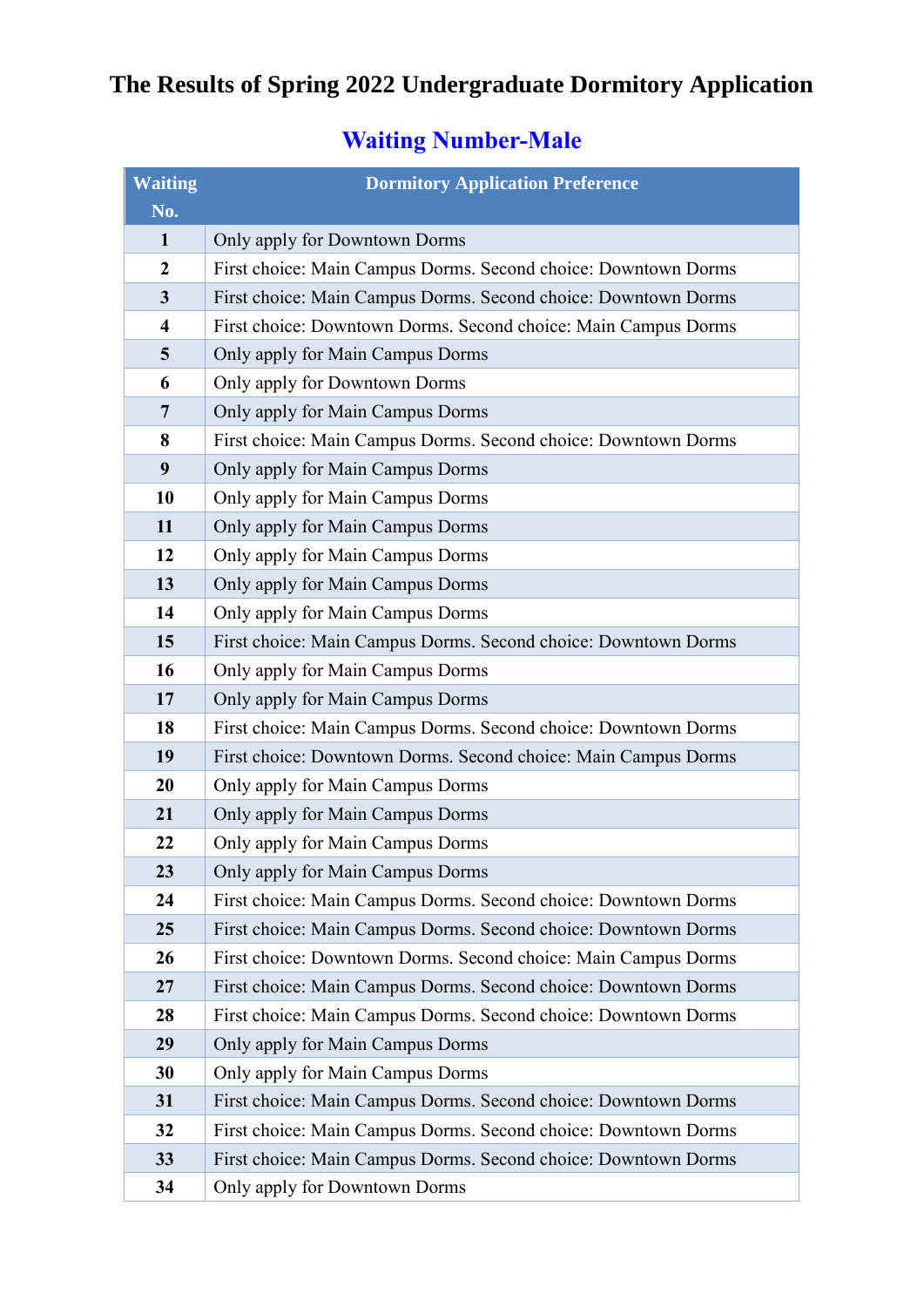# The Results of Spring 2022 Undergraduate Dormitory Application

## Waiting Number-Male

| Waiting No. | Dormitory Application Preference |
|---|---|
| 1 | Only apply for Downtown Dorms |
| 2 | First choice: Main Campus Dorms. Second choice: Downtown Dorms |
| 3 | First choice: Main Campus Dorms. Second choice: Downtown Dorms |
| 4 | First choice: Downtown Dorms. Second choice: Main Campus Dorms |
| 5 | Only apply for Main Campus Dorms |
| 6 | Only apply for Downtown Dorms |
| 7 | Only apply for Main Campus Dorms |
| 8 | First choice: Main Campus Dorms. Second choice: Downtown Dorms |
| 9 | Only apply for Main Campus Dorms |
| 10 | Only apply for Main Campus Dorms |
| 11 | Only apply for Main Campus Dorms |
| 12 | Only apply for Main Campus Dorms |
| 13 | Only apply for Main Campus Dorms |
| 14 | Only apply for Main Campus Dorms |
| 15 | First choice: Main Campus Dorms. Second choice: Downtown Dorms |
| 16 | Only apply for Main Campus Dorms |
| 17 | Only apply for Main Campus Dorms |
| 18 | First choice: Main Campus Dorms. Second choice: Downtown Dorms |
| 19 | First choice: Downtown Dorms. Second choice: Main Campus Dorms |
| 20 | Only apply for Main Campus Dorms |
| 21 | Only apply for Main Campus Dorms |
| 22 | Only apply for Main Campus Dorms |
| 23 | Only apply for Main Campus Dorms |
| 24 | First choice: Main Campus Dorms. Second choice: Downtown Dorms |
| 25 | First choice: Main Campus Dorms. Second choice: Downtown Dorms |
| 26 | First choice: Downtown Dorms. Second choice: Main Campus Dorms |
| 27 | First choice: Main Campus Dorms. Second choice: Downtown Dorms |
| 28 | First choice: Main Campus Dorms. Second choice: Downtown Dorms |
| 29 | Only apply for Main Campus Dorms |
| 30 | Only apply for Main Campus Dorms |
| 31 | First choice: Main Campus Dorms. Second choice: Downtown Dorms |
| 32 | First choice: Main Campus Dorms. Second choice: Downtown Dorms |
| 33 | First choice: Main Campus Dorms. Second choice: Downtown Dorms |
| 34 | Only apply for Downtown Dorms |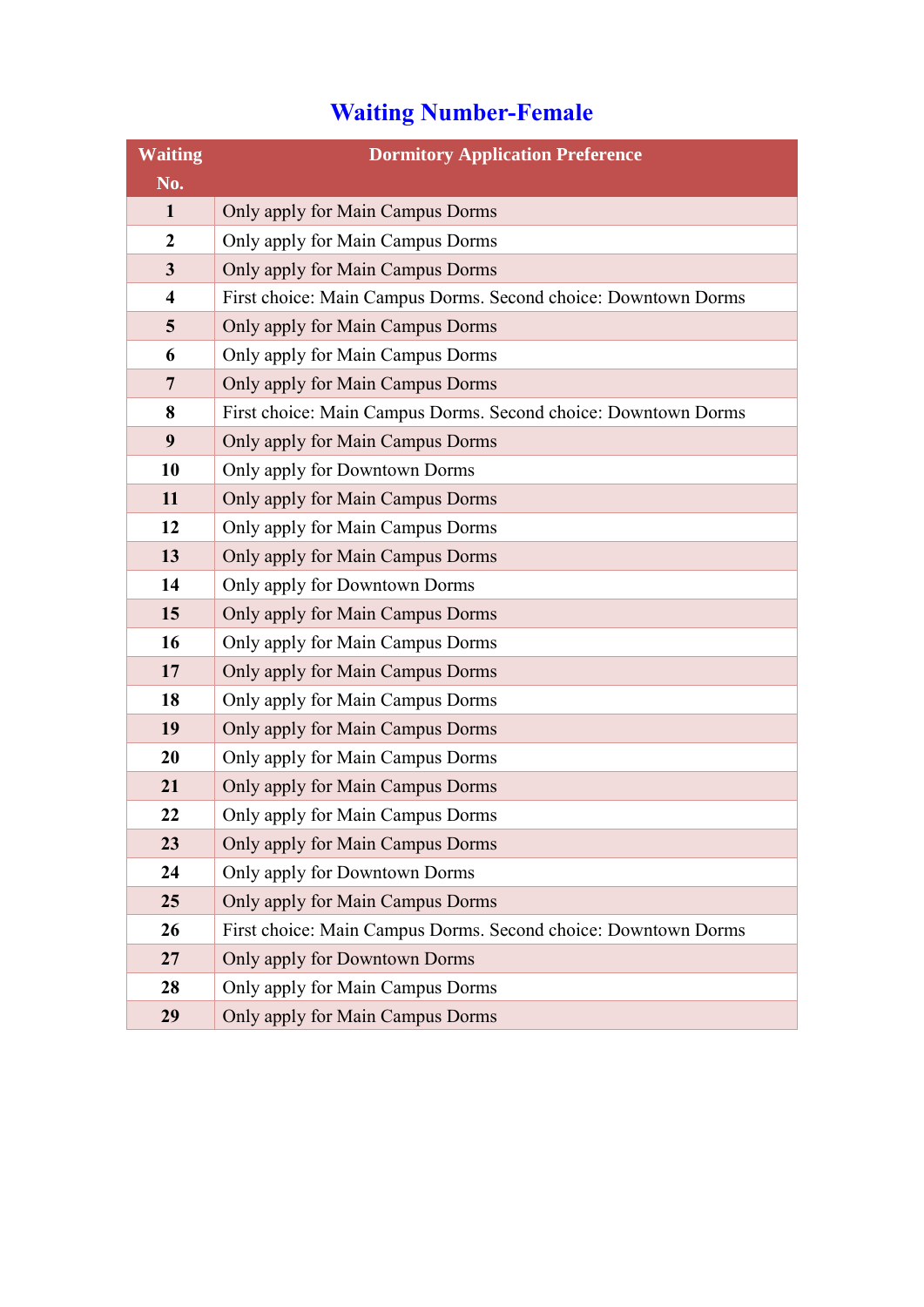# Waiting Number-Female

| Waiting No. | Dormitory Application Preference |
| --- | --- |
| 1 | Only apply for Main Campus Dorms |
| 2 | Only apply for Main Campus Dorms |
| 3 | Only apply for Main Campus Dorms |
| 4 | First choice: Main Campus Dorms. Second choice: Downtown Dorms |
| 5 | Only apply for Main Campus Dorms |
| 6 | Only apply for Main Campus Dorms |
| 7 | Only apply for Main Campus Dorms |
| 8 | First choice: Main Campus Dorms. Second choice: Downtown Dorms |
| 9 | Only apply for Main Campus Dorms |
| 10 | Only apply for Downtown Dorms |
| 11 | Only apply for Main Campus Dorms |
| 12 | Only apply for Main Campus Dorms |
| 13 | Only apply for Main Campus Dorms |
| 14 | Only apply for Downtown Dorms |
| 15 | Only apply for Main Campus Dorms |
| 16 | Only apply for Main Campus Dorms |
| 17 | Only apply for Main Campus Dorms |
| 18 | Only apply for Main Campus Dorms |
| 19 | Only apply for Main Campus Dorms |
| 20 | Only apply for Main Campus Dorms |
| 21 | Only apply for Main Campus Dorms |
| 22 | Only apply for Main Campus Dorms |
| 23 | Only apply for Main Campus Dorms |
| 24 | Only apply for Downtown Dorms |
| 25 | Only apply for Main Campus Dorms |
| 26 | First choice: Main Campus Dorms. Second choice: Downtown Dorms |
| 27 | Only apply for Downtown Dorms |
| 28 | Only apply for Main Campus Dorms |
| 29 | Only apply for Main Campus Dorms |